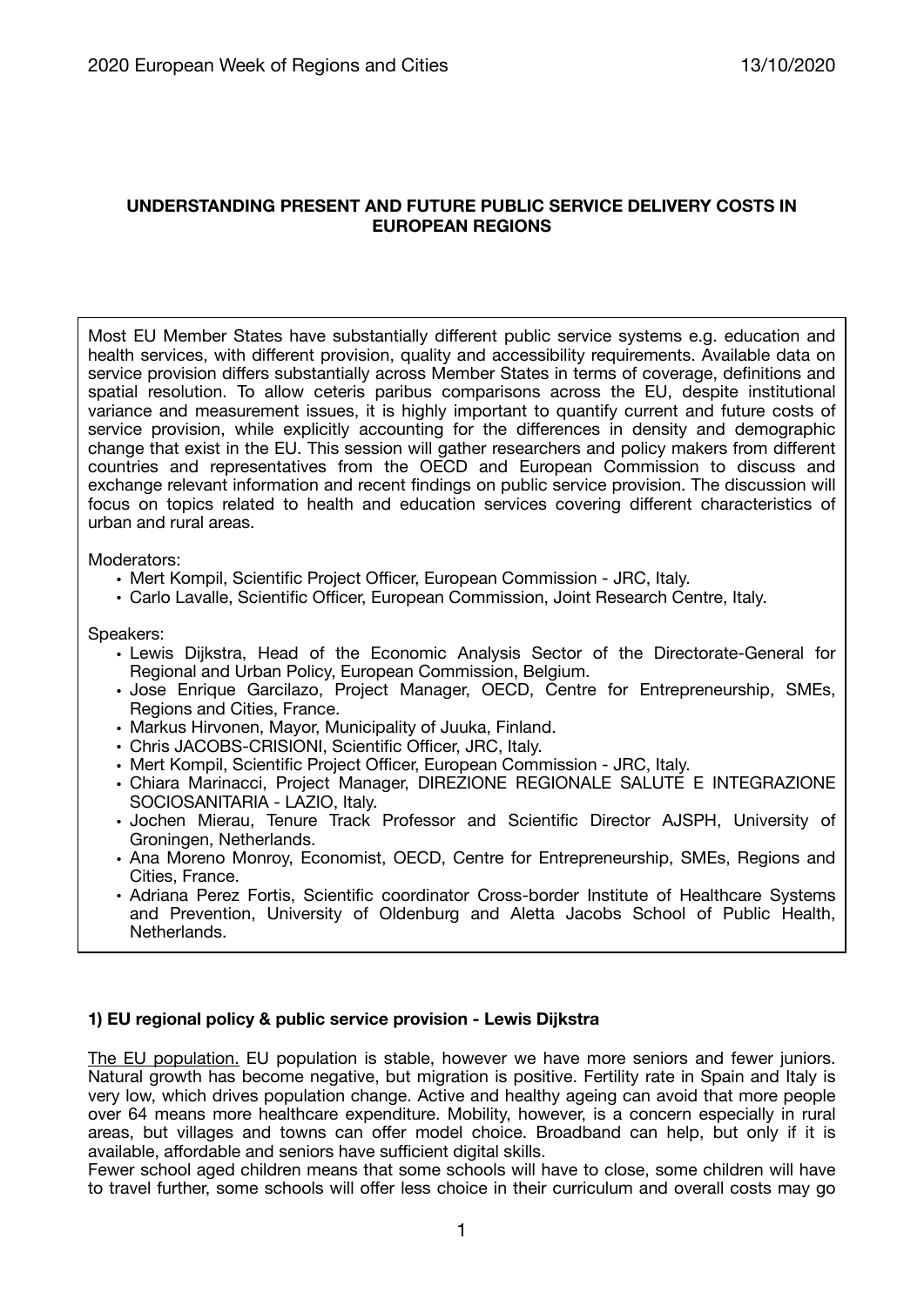# UNDERSTANDING PRESENT AND FUTURE PUBLIC SERVICE DELIVERY COSTS IN EUROPEAN REGIONS

Most EU Member States have substantially different public service systems e.g. education and health services, with different provision, quality and accessibility requirements. Available data on service provision differs substantially across Member States in terms of coverage, definitions and spatial resolution. To allow ceteris paribus comparisons across the EU, despite institutional variance and measurement issues, it is highly important to quantify current and future costs of service provision, while explicitly accounting for the differences in density and demographic change that exist in the EU. This session will gather researchers and policy makers from different countries and representatives from the OECD and European Commission to discuss and exchange relevant information and recent findings on public service provision. The discussion will focus on topics related to health and education services covering different characteristics of urban and rural areas.

Moderators:

- Mert Kompil, Scientific Project Officer, European Commission - JRC, Italy.
- Carlo Lavalle, Scientific Officer, European Commission, Joint Research Centre, Italy.

Speakers:

- Lewis Dijkstra, Head of the Economic Analysis Sector of the Directorate-General for Regional and Urban Policy, European Commission, Belgium.
- Jose Enrique Garcilazo, Project Manager, OECD, Centre for Entrepreneurship, SMEs, Regions and Cities, France.
- Markus Hirvonen, Mayor, Municipality of Juuka, Finland.
- Chris JACOBS-CRISIONI, Scientific Officer, JRC, Italy.
- Mert Kompil, Scientific Project Officer, European Commission - JRC, Italy.
- Chiara Marinacci, Project Manager, DIREZIONE REGIONALE SALUTE E INTEGRAZIONE SOCIOSANITARIA - LAZIO, Italy.
- Jochen Mierau, Tenure Track Professor and Scientific Director AJSPH, University of Groningen, Netherlands.
- Ana Moreno Monroy, Economist, OECD, Centre for Entrepreneurship, SMEs, Regions and Cities, France.
- Adriana Perez Fortis, Scientific coordinator Cross-border Institute of Healthcare Systems and Prevention, University of Oldenburg and Aletta Jacobs School of Public Health, Netherlands.

## 1) EU regional policy & public service provision - Lewis Dijkstra

The EU population. EU population is stable, however we have more seniors and fewer juniors. Natural growth has become negative, but migration is positive. Fertility rate in Spain and Italy is very low, which drives population change. Active and healthy ageing can avoid that more people over 64 means more healthcare expenditure. Mobility, however, is a concern especially in rural areas, but villages and towns can offer model choice. Broadband can help, but only if it is available, affordable and seniors have sufficient digital skills.

Fewer school aged children means that some schools will have to close, some children will have to travel further, some schools will offer less choice in their curriculum and overall costs may go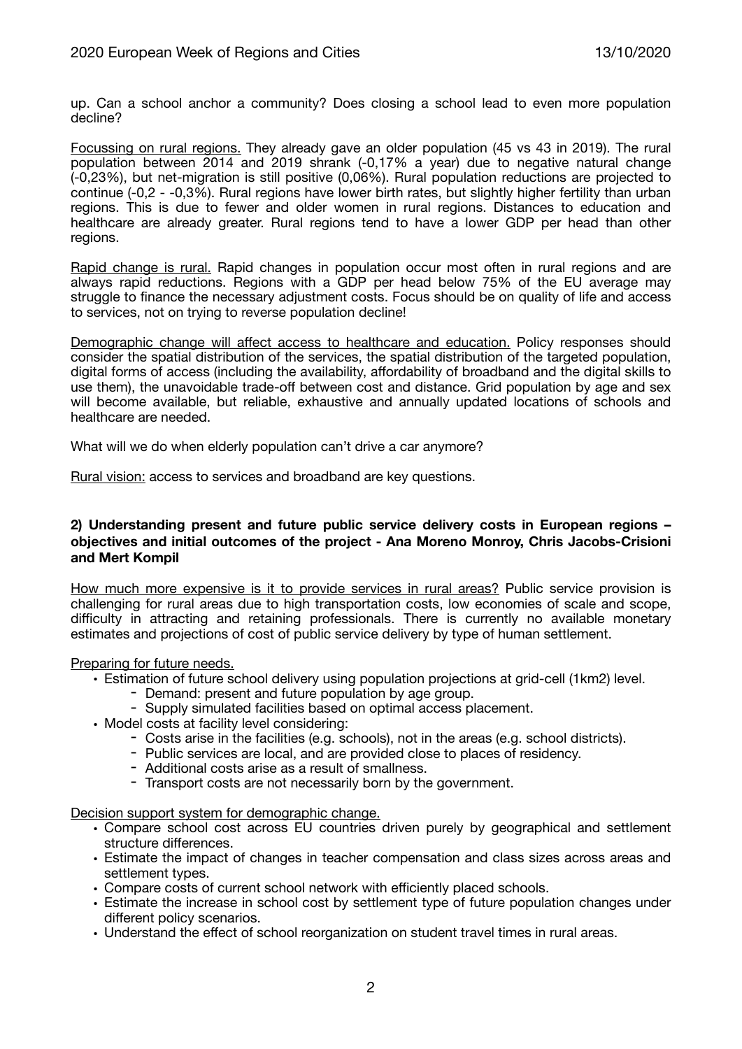up. Can a school anchor a community? Does closing a school lead to even more population decline?

Focussing on rural regions. They already gave an older population (45 vs 43 in 2019). The rural population between 2014 and 2019 shrank (-0,17% a year) due to negative natural change (-0,23%), but net-migration is still positive (0,06%). Rural population reductions are projected to continue (-0,2 - -0,3%). Rural regions have lower birth rates, but slightly higher fertility than urban regions. This is due to fewer and older women in rural regions. Distances to education and healthcare are already greater. Rural regions tend to have a lower GDP per head than other regions.

Rapid change is rural. Rapid changes in population occur most often in rural regions and are always rapid reductions. Regions with a GDP per head below 75% of the EU average may struggle to finance the necessary adjustment costs. Focus should be on quality of life and access to services, not on trying to reverse population decline!

Demographic change will affect access to healthcare and education. Policy responses should consider the spatial distribution of the services, the spatial distribution of the targeted population, digital forms of access (including the availability, affordability of broadband and the digital skills to use them), the unavoidable trade-off between cost and distance. Grid population by age and sex will become available, but reliable, exhaustive and annually updated locations of schools and healthcare are needed.

What will we do when elderly population can't drive a car anymore?

Rural vision: access to services and broadband are key questions.

**2) Understanding present and future public service delivery costs in European regions – objectives and initial outcomes of the project - Ana Moreno Monroy, Chris Jacobs-Crisioni and Mert Kompil**

How much more expensive is it to provide services in rural areas? Public service provision is challenging for rural areas due to high transportation costs, low economies of scale and scope, difficulty in attracting and retaining professionals. There is currently no available monetary estimates and projections of cost of public service delivery by type of human settlement.

Preparing for future needs.

- Estimation of future school delivery using population projections at grid-cell (1km2) level.
  - Demand: present and future population by age group.
  - Supply simulated facilities based on optimal access placement.
- Model costs at facility level considering:
  - Costs arise in the facilities (e.g. schools), not in the areas (e.g. school districts).
  - Public services are local, and are provided close to places of residency.
  - Additional costs arise as a result of smallness.
  - Transport costs are not necessarily born by the government.

Decision support system for demographic change.

- Compare school cost across EU countries driven purely by geographical and settlement structure differences.
- Estimate the impact of changes in teacher compensation and class sizes across areas and settlement types.
- Compare costs of current school network with efficiently placed schools.
- Estimate the increase in school cost by settlement type of future population changes under different policy scenarios.
- Understand the effect of school reorganization on student travel times in rural areas.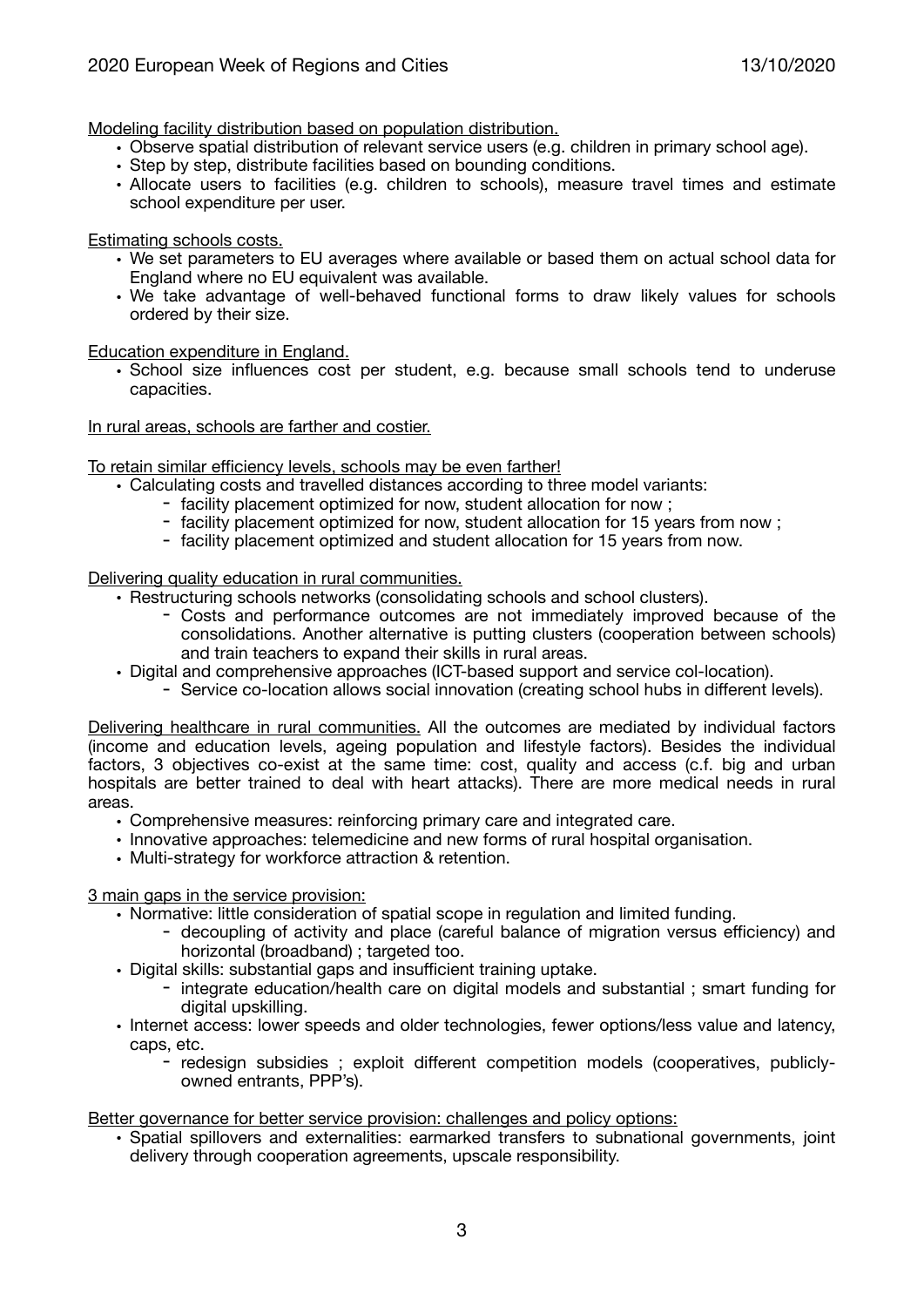Modeling facility distribution based on population distribution.

- Observe spatial distribution of relevant service users (e.g. children in primary school age).
- Step by step, distribute facilities based on bounding conditions.
- Allocate users to facilities (e.g. children to schools), measure travel times and estimate school expenditure per user.

Estimating schools costs.

- We set parameters to EU averages where available or based them on actual school data for England where no EU equivalent was available.
- We take advantage of well-behaved functional forms to draw likely values for schools ordered by their size.

Education expenditure in England.

- School size influences cost per student, e.g. because small schools tend to underuse capacities.

In rural areas, schools are farther and costier.

To retain similar efficiency levels, schools may be even farther!

- Calculating costs and travelled distances according to three model variants:
  - facility placement optimized for now, student allocation for now ;
  - facility placement optimized for now, student allocation for 15 years from now ;
  - facility placement optimized and student allocation for 15 years from now.

Delivering quality education in rural communities.

- Restructuring schools networks (consolidating schools and school clusters).
  - Costs and performance outcomes are not immediately improved because of the consolidations. Another alternative is putting clusters (cooperation between schools) and train teachers to expand their skills in rural areas.
- Digital and comprehensive approaches (ICT-based support and service col-location).
  - Service co-location allows social innovation (creating school hubs in different levels).

Delivering healthcare in rural communities. All the outcomes are mediated by individual factors (income and education levels, ageing population and lifestyle factors). Besides the individual factors, 3 objectives co-exist at the same time: cost, quality and access (c.f. big and urban hospitals are better trained to deal with heart attacks). There are more medical needs in rural areas.

- Comprehensive measures: reinforcing primary care and integrated care.
- Innovative approaches: telemedicine and new forms of rural hospital organisation.
- Multi-strategy for workforce attraction & retention.

3 main gaps in the service provision:

- Normative: little consideration of spatial scope in regulation and limited funding.
  - decoupling of activity and place (careful balance of migration versus efficiency) and horizontal (broadband) ; targeted too.
- Digital skills: substantial gaps and insufficient training uptake.
  - integrate education/health care on digital models and substantial ; smart funding for digital upskilling.
- Internet access: lower speeds and older technologies, fewer options/less value and latency, caps, etc.
  - redesign subsidies ; exploit different competition models (cooperatives, publicly-owned entrants, PPP's).

Better governance for better service provision: challenges and policy options:

- Spatial spillovers and externalities: earmarked transfers to subnational governments, joint delivery through cooperation agreements, upscale responsibility.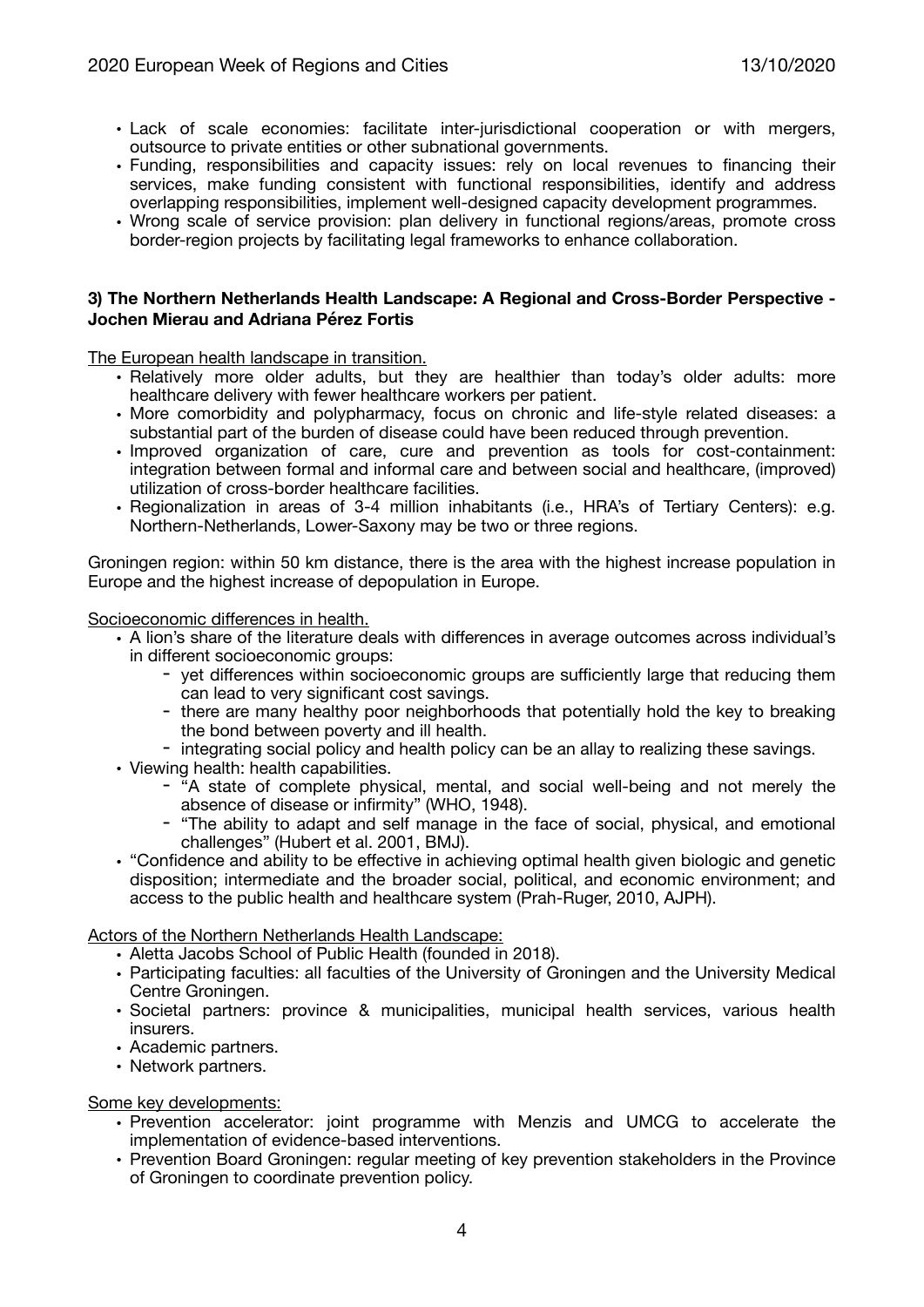- Lack of scale economies: facilitate inter-jurisdictional cooperation or with mergers, outsource to private entities or other subnational governments.
- Funding, responsibilities and capacity issues: rely on local revenues to financing their services, make funding consistent with functional responsibilities, identify and address overlapping responsibilities, implement well-designed capacity development programmes.
- Wrong scale of service provision: plan delivery in functional regions/areas, promote cross border-region projects by facilitating legal frameworks to enhance collaboration.

**3) The Northern Netherlands Health Landscape: A Regional and Cross-Border Perspective - Jochen Mierau and Adriana Pérez Fortis**

The European health landscape in transition.

- Relatively more older adults, but they are healthier than today's older adults: more healthcare delivery with fewer healthcare workers per patient.
- More comorbidity and polypharmacy, focus on chronic and life-style related diseases: a substantial part of the burden of disease could have been reduced through prevention.
- Improved organization of care, cure and prevention as tools for cost-containment: integration between formal and informal care and between social and healthcare, (improved) utilization of cross-border healthcare facilities.
- Regionalization in areas of 3-4 million inhabitants (i.e., HRA's of Tertiary Centers): e.g. Northern-Netherlands, Lower-Saxony may be two or three regions.

Groningen region: within 50 km distance, there is the area with the highest increase population in Europe and the highest increase of depopulation in Europe.

Socioeconomic differences in health.

- A lion's share of the literature deals with differences in average outcomes across individual's in different socioeconomic groups:
  - yet differences within socioeconomic groups are sufficiently large that reducing them can lead to very significant cost savings.
  - there are many healthy poor neighborhoods that potentially hold the key to breaking the bond between poverty and ill health.
  - integrating social policy and health policy can be an allay to realizing these savings.
- Viewing health: health capabilities.
  - "A state of complete physical, mental, and social well-being and not merely the absence of disease or infirmity" (WHO, 1948).
  - "The ability to adapt and self manage in the face of social, physical, and emotional challenges" (Hubert et al. 2001, BMJ).
- "Confidence and ability to be effective in achieving optimal health given biologic and genetic disposition; intermediate and the broader social, political, and economic environment; and access to the public health and healthcare system (Prah-Ruger, 2010, AJPH).

Actors of the Northern Netherlands Health Landscape:

- Aletta Jacobs School of Public Health (founded in 2018).
- Participating faculties: all faculties of the University of Groningen and the University Medical Centre Groningen.
- Societal partners: province & municipalities, municipal health services, various health insurers.
- Academic partners.
- Network partners.

Some key developments:

- Prevention accelerator: joint programme with Menzis and UMCG to accelerate the implementation of evidence-based interventions.
- Prevention Board Groningen: regular meeting of key prevention stakeholders in the Province of Groningen to coordinate prevention policy.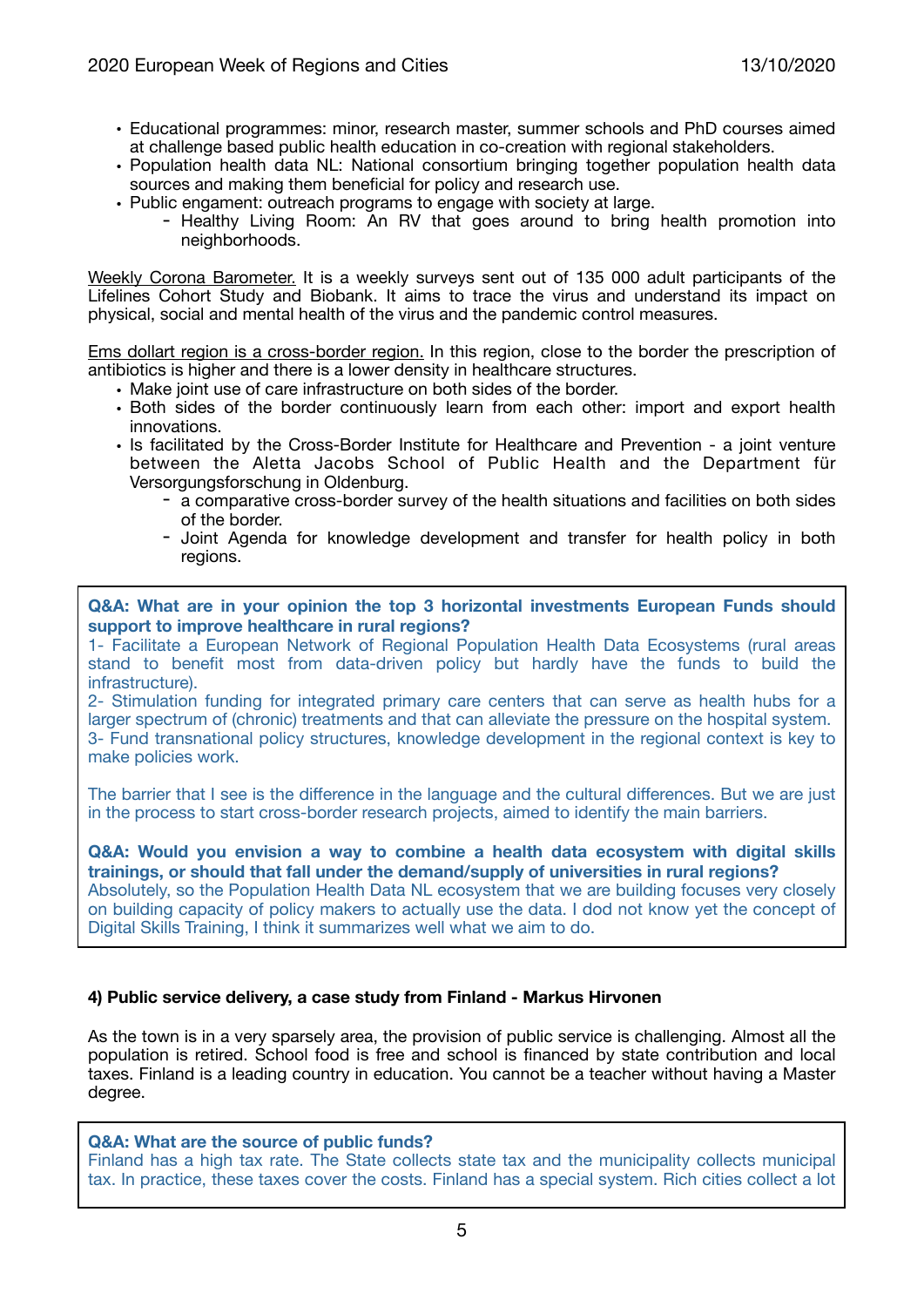- Educational programmes: minor, research master, summer schools and PhD courses aimed at challenge based public health education in co-creation with regional stakeholders.
- Population health data NL: National consortium bringing together population health data sources and making them beneficial for policy and research use.
- Public engament: outreach programs to engage with society at large.
    - Healthy Living Room: An RV that goes around to bring health promotion into neighborhoods.

Weekly Corona Barometer. It is a weekly surveys sent out of 135 000 adult participants of the Lifelines Cohort Study and Biobank. It aims to trace the virus and understand its impact on physical, social and mental health of the virus and the pandemic control measures.

Ems dollart region is a cross-border region. In this region, close to the border the prescription of antibiotics is higher and there is a lower density in healthcare structures.

- Make joint use of care infrastructure on both sides of the border.
- Both sides of the border continuously learn from each other: import and export health innovations.
- Is facilitated by the Cross-Border Institute for Healthcare and Prevention - a joint venture between the Aletta Jacobs School of Public Health and the Department für Versorgungsforschung in Oldenburg.
    - a comparative cross-border survey of the health situations and facilities on both sides of the border.
    - Joint Agenda for knowledge development and transfer for health policy in both regions.

**Q&A: What are in your opinion the top 3 horizontal investments European Funds should support to improve healthcare in rural regions?**

1- Facilitate a European Network of Regional Population Health Data Ecosystems (rural areas stand to benefit most from data-driven policy but hardly have the funds to build the infrastructure).

2- Stimulation funding for integrated primary care centers that can serve as health hubs for a larger spectrum of (chronic) treatments and that can alleviate the pressure on the hospital system.

3- Fund transnational policy structures, knowledge development in the regional context is key to make policies work.

The barrier that I see is the difference in the language and the cultural differences. But we are just in the process to start cross-border research projects, aimed to identify the main barriers.

**Q&A: Would you envision a way to combine a health data ecosystem with digital skills trainings, or should that fall under the demand/supply of universities in rural regions?**

Absolutely, so the Population Health Data NL ecosystem that we are building focuses very closely on building capacity of policy makers to actually use the data. I dod not know yet the concept of Digital Skills Training, I think it summarizes well what we aim to do.

**4) Public service delivery, a case study from Finland - Markus Hirvonen**

As the town is in a very sparsely area, the provision of public service is challenging. Almost all the population is retired. School food is free and school is financed by state contribution and local taxes. Finland is a leading country in education. You cannot be a teacher without having a Master degree.

**Q&A: What are the source of public funds?**

Finland has a high tax rate. The State collects state tax and the municipality collects municipal tax. In practice, these taxes cover the costs. Finland has a special system. Rich cities collect a lot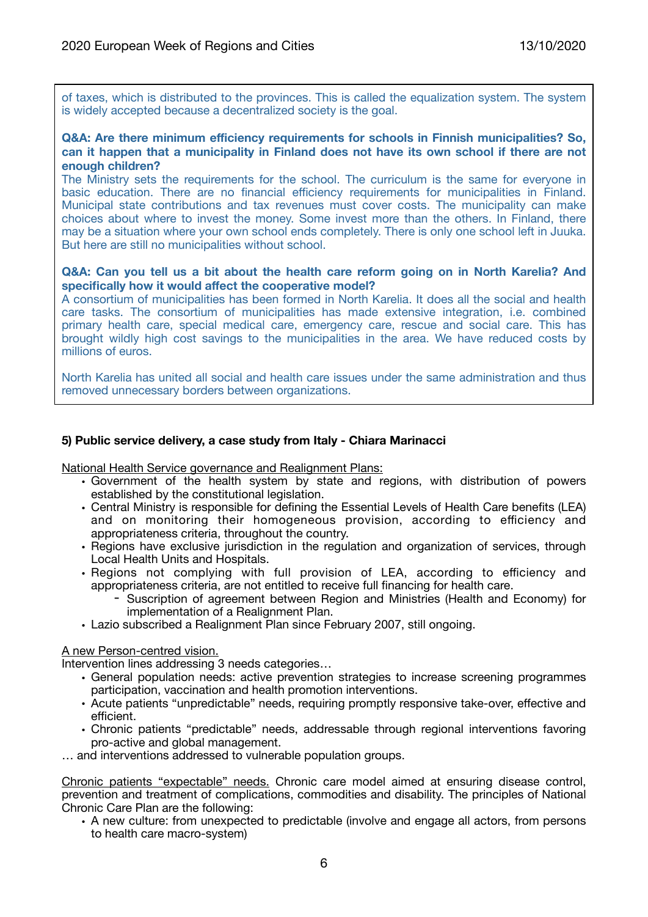of taxes, which is distributed to the provinces. This is called the equalization system. The system is widely accepted because a decentralized society is the goal.

**Q&A: Are there minimum efficiency requirements for schools in Finnish municipalities? So, can it happen that a municipality in Finland does not have its own school if there are not enough children?**
The Ministry sets the requirements for the school. The curriculum is the same for everyone in basic education. There are no financial efficiency requirements for municipalities in Finland. Municipal state contributions and tax revenues must cover costs. The municipality can make choices about where to invest the money. Some invest more than the others. In Finland, there may be a situation where your own school ends completely. There is only one school left in Juuka. But here are still no municipalities without school.

**Q&A: Can you tell us a bit about the health care reform going on in North Karelia? And specifically how it would affect the cooperative model?**
A consortium of municipalities has been formed in North Karelia. It does all the social and health care tasks. The consortium of municipalities has made extensive integration, i.e. combined primary health care, special medical care, emergency care, rescue and social care. This has brought wildly high cost savings to the municipalities in the area. We have reduced costs by millions of euros.

North Karelia has united all social and health care issues under the same administration and thus removed unnecessary borders between organizations.

**5) Public service delivery, a case study from Italy - Chiara Marinacci**

National Health Service governance and Realignment Plans:

- Government of the health system by state and regions, with distribution of powers established by the constitutional legislation.
- Central Ministry is responsible for defining the Essential Levels of Health Care benefits (LEA) and on monitoring their homogeneous provision, according to efficiency and appropriateness criteria, throughout the country.
- Regions have exclusive jurisdiction in the regulation and organization of services, through Local Health Units and Hospitals.
- Regions not complying with full provision of LEA, according to efficiency and appropriateness criteria, are not entitled to receive full financing for health care.
  - Suscription of agreement between Region and Ministries (Health and Economy) for implementation of a Realignment Plan.
- Lazio subscribed a Realignment Plan since February 2007, still ongoing.

A new Person-centred vision.
Intervention lines addressing 3 needs categories…

- General population needs: active prevention strategies to increase screening programmes participation, vaccination and health promotion interventions.
- Acute patients "unpredictable" needs, requiring promptly responsive take-over, effective and efficient.
- Chronic patients "predictable" needs, addressable through regional interventions favoring pro-active and global management.

… and interventions addressed to vulnerable population groups.

Chronic patients "expectable" needs. Chronic care model aimed at ensuring disease control, prevention and treatment of complications, commodities and disability. The principles of National Chronic Care Plan are the following:

- A new culture: from unexpected to predictable (involve and engage all actors, from persons to health care macro-system)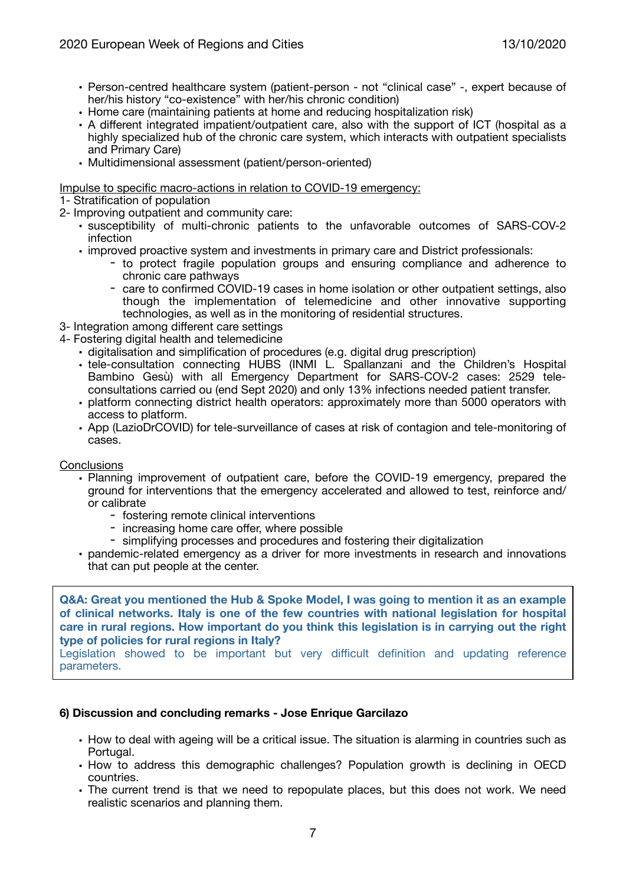- Person-centred healthcare system (patient-person - not "clinical case" -, expert because of her/his history "co-existence" with her/his chronic condition)
- Home care (maintaining patients at home and reducing hospitalization risk)
- A different integrated impatient/outpatient care, also with the support of ICT (hospital as a highly specialized hub of the chronic care system, which interacts with outpatient specialists and Primary Care)
- Multidimensional assessment (patient/person-oriented)

<u>Impulse to specific macro-actions in relation to COVID-19 emergency:</u>

1- Stratification of population

2- Improving outpatient and community care:

- susceptibility of multi-chronic patients to the unfavorable outcomes of SARS-COV-2 infection
- improved proactive system and investments in primary care and District professionals:
    - to protect fragile population groups and ensuring compliance and adherence to chronic care pathways
    - care to confirmed COVID-19 cases in home isolation or other outpatient settings, also though the implementation of telemedicine and other innovative supporting technologies, as well as in the monitoring of residential structures.

3- Integration among different care settings

4- Fostering digital health and telemedicine

- digitalisation and simplification of procedures (e.g. digital drug prescription)
- tele-consultation connecting HUBS (INMI L. Spallanzani and the Children's Hospital Bambino Gesù) with all Emergency Department for SARS-COV-2 cases: 2529 tele-consultations carried ou (end Sept 2020) and only 13% infections needed patient transfer.
- platform connecting district health operators: approximately more than 5000 operators with access to platform.
- App (LazioDrCOVID) for tele-surveillance of cases at risk of contagion and tele-monitoring of cases.

<u>Conclusions</u>

- Planning improvement of outpatient care, before the COVID-19 emergency, prepared the ground for interventions that the emergency accelerated and allowed to test, reinforce and/ or calibrate
    - fostering remote clinical interventions
    - increasing home care offer, where possible
    - simplifying processes and procedures and fostering their digitalization
- pandemic-related emergency as a driver for more investments in research and innovations that can put people at the center.

> **Q&A: Great you mentioned the Hub & Spoke Model, I was going to mention it as an example of clinical networks. Italy is one of the few countries with national legislation for hospital care in rural regions. How important do you think this legislation is in carrying out the right type of policies for rural regions in Italy?**
>
> Legislation showed to be important but very difficult definition and updating reference parameters.

**6) Discussion and concluding remarks - Jose Enrique Garcilazo**

- How to deal with ageing will be a critical issue. The situation is alarming in countries such as Portugal.
- How to address this demographic challenges? Population growth is declining in OECD countries.
- The current trend is that we need to repopulate places, but this does not work. We need realistic scenarios and planning them.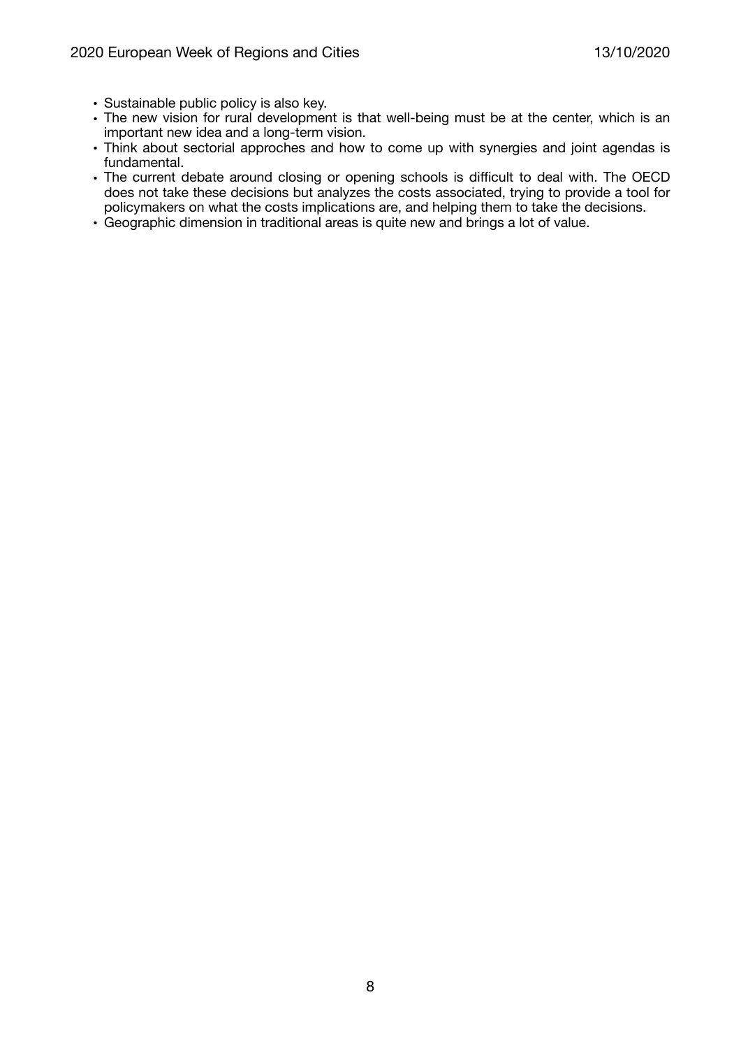- Sustainable public policy is also key.
- The new vision for rural development is that well-being must be at the center, which is an important new idea and a long-term vision.
- Think about sectorial approches and how to come up with synergies and joint agendas is fundamental.
- The current debate around closing or opening schools is difficult to deal with. The OECD does not take these decisions but analyzes the costs associated, trying to provide a tool for policymakers on what the costs implications are, and helping them to take the decisions.
- Geographic dimension in traditional areas is quite new and brings a lot of value.